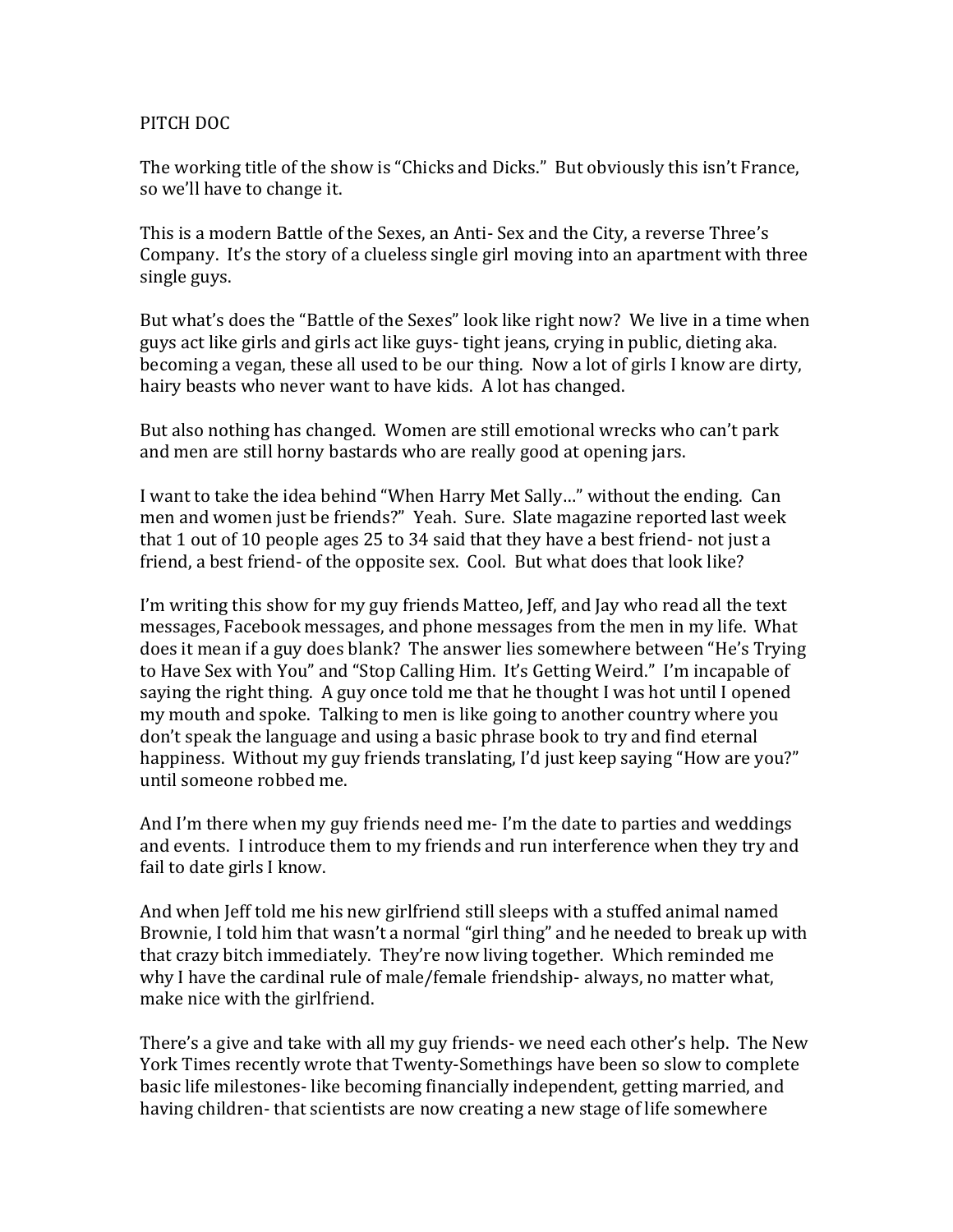PITCH DOC

The working title of the show is "Chicks and Dicks." But obviously this isn't France, so we'll have to change it.

This is a modern Battle of the Sexes, an Anti- Sex and the City, a reverse Three's Company. It's the story of a clueless single girl moving into an apartment with three single guys.

But what's does the "Battle of the Sexes" look like right now? We live in a time when guys act like girls and girls act like guys- tight jeans, crying in public, dieting aka. becoming a vegan, these all used to be our thing. Now a lot of girls I know are dirty, hairy beasts who never want to have kids. A lot has changed.

But also nothing has changed. Women are still emotional wrecks who can't park and men are still horny bastards who are really good at opening jars.

I want to take the idea behind "When Harry Met Sally…" without the ending. Can men and women just be friends?" Yeah. Sure. Slate magazine reported last week that 1 out of 10 people ages 25 to 34 said that they have a best friend- not just a friend, a best friend- of the opposite sex. Cool. But what does that look like?

I'm writing this show for my guy friends Matteo, Jeff, and Jay who read all the text messages, Facebook messages, and phone messages from the men in my life. What does it mean if a guy does blank? The answer lies somewhere between "He's Trying to Have Sex with You" and "Stop Calling Him. It's Getting Weird." I'm incapable of saying the right thing. A guy once told me that he thought I was hot until I opened my mouth and spoke. Talking to men is like going to another country where you don't speak the language and using a basic phrase book to try and find eternal happiness. Without my guy friends translating, I'd just keep saying "How are you?" until someone robbed me.

And I'm there when my guy friends need me- I'm the date to parties and weddings and events. I introduce them to my friends and run interference when they try and fail to date girls I know.

And when Jeff told me his new girlfriend still sleeps with a stuffed animal named Brownie, I told him that wasn't a normal "girl thing" and he needed to break up with that crazy bitch immediately. They're now living together. Which reminded me why I have the cardinal rule of male/female friendship- always, no matter what, make nice with the girlfriend.

There's a give and take with all my guy friends- we need each other's help. The New York Times recently wrote that Twenty-Somethings have been so slow to complete basic life milestones- like becoming financially independent, getting married, and having children- that scientists are now creating a new stage of life somewhere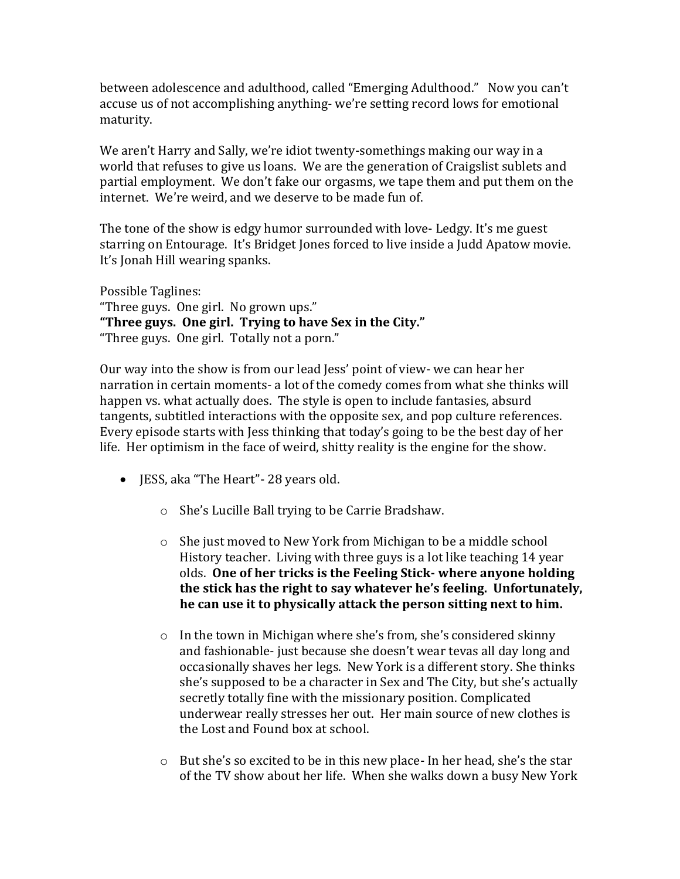between adolescence and adulthood, called "Emerging Adulthood." Now you can't accuse us of not accomplishing anything- we're setting record lows for emotional maturity.

We aren't Harry and Sally, we're idiot twenty-somethings making our way in a world that refuses to give us loans. We are the generation of Craigslist sublets and partial employment. We don't fake our orgasms, we tape them and put them on the internet. We're weird, and we deserve to be made fun of.

The tone of the show is edgy humor surrounded with love- Ledgy. It's me guest starring on Entourage. It's Bridget Jones forced to live inside a Judd Apatow movie. It's Jonah Hill wearing spanks.

Possible Taglines:
"Three guys. One girl. No grown ups."
**"Three guys. One girl. Trying to have Sex in the City."**
"Three guys. One girl. Totally not a porn."

Our way into the show is from our lead Jess' point of view- we can hear her narration in certain moments- a lot of the comedy comes from what she thinks will happen vs. what actually does. The style is open to include fantasies, absurd tangents, subtitled interactions with the opposite sex, and pop culture references. Every episode starts with Jess thinking that today's going to be the best day of her life. Her optimism in the face of weird, shitty reality is the engine for the show.

- JESS, aka "The Heart"- 28 years old.
    - She's Lucille Ball trying to be Carrie Bradshaw.
    - She just moved to New York from Michigan to be a middle school History teacher. Living with three guys is a lot like teaching 14 year olds. **One of her tricks is the Feeling Stick- where anyone holding the stick has the right to say whatever he's feeling. Unfortunately, he can use it to physically attack the person sitting next to him.**
    - In the town in Michigan where she's from, she's considered skinny and fashionable- just because she doesn't wear tevas all day long and occasionally shaves her legs. New York is a different story. She thinks she's supposed to be a character in Sex and The City, but she's actually secretly totally fine with the missionary position. Complicated underwear really stresses her out. Her main source of new clothes is the Lost and Found box at school.
    - But she's so excited to be in this new place- In her head, she's the star of the TV show about her life. When she walks down a busy New York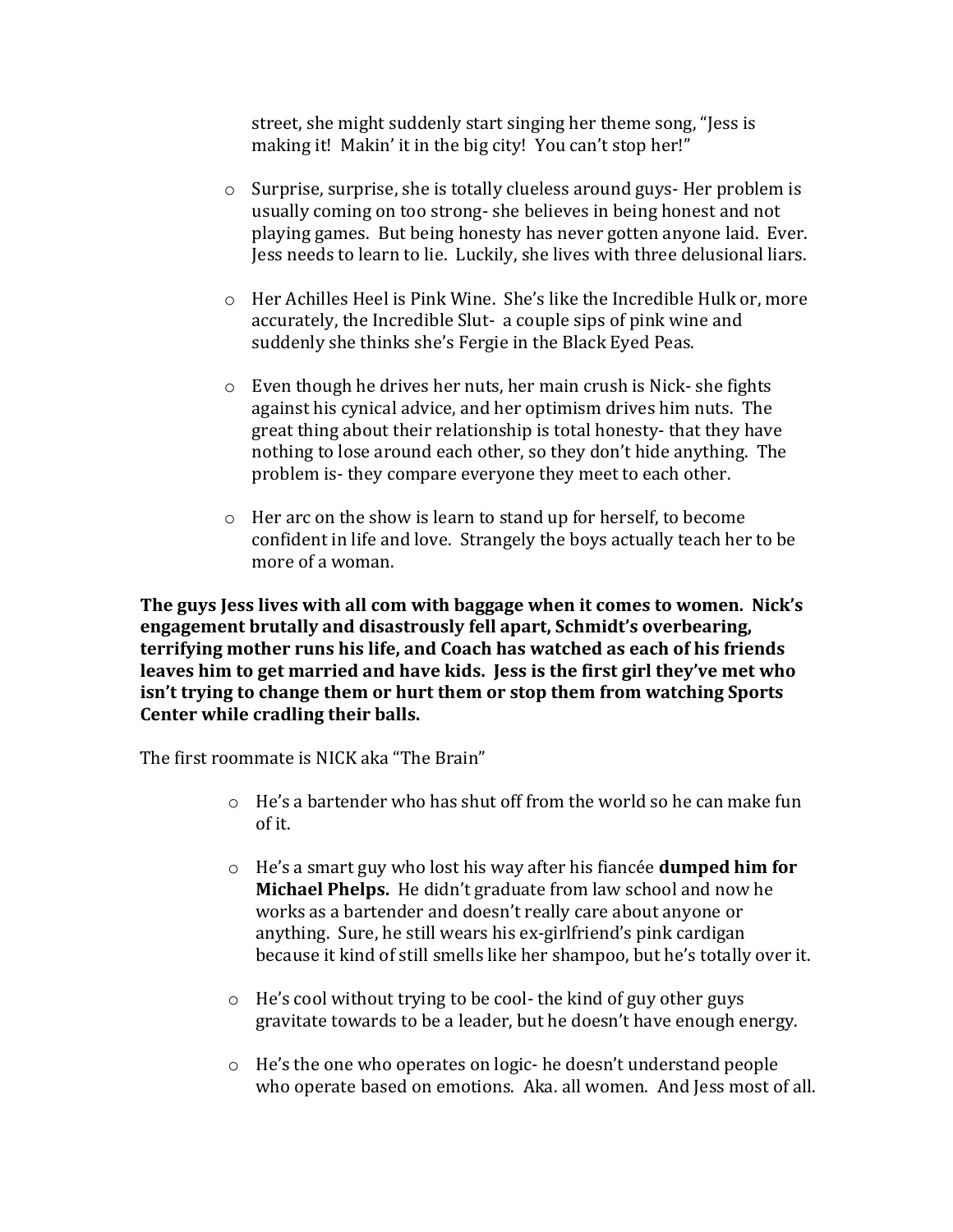street, she might suddenly start singing her theme song, "Jess is making it! Makin' it in the big city! You can't stop her!"

- Surprise, surprise, she is totally clueless around guys- Her problem is usually coming on too strong- she believes in being honest and not playing games. But being honesty has never gotten anyone laid. Ever. Jess needs to learn to lie. Luckily, she lives with three delusional liars.

- Her Achilles Heel is Pink Wine. She's like the Incredible Hulk or, more accurately, the Incredible Slut- a couple sips of pink wine and suddenly she thinks she's Fergie in the Black Eyed Peas.

- Even though he drives her nuts, her main crush is Nick- she fights against his cynical advice, and her optimism drives him nuts. The great thing about their relationship is total honesty- that they have nothing to lose around each other, so they don't hide anything. The problem is- they compare everyone they meet to each other.

- Her arc on the show is learn to stand up for herself, to become confident in life and love. Strangely the boys actually teach her to be more of a woman.

**The guys Jess lives with all com with baggage when it comes to women. Nick's engagement brutally and disastrously fell apart, Schmidt's overbearing, terrifying mother runs his life, and Coach has watched as each of his friends leaves him to get married and have kids. Jess is the first girl they've met who isn't trying to change them or hurt them or stop them from watching Sports Center while cradling their balls.**

The first roommate is NICK aka "The Brain"

- He's a bartender who has shut off from the world so he can make fun of it.

- He's a smart guy who lost his way after his fiancée **dumped him for Michael Phelps.** He didn't graduate from law school and now he works as a bartender and doesn't really care about anyone or anything. Sure, he still wears his ex-girlfriend's pink cardigan because it kind of still smells like her shampoo, but he's totally over it.

- He's cool without trying to be cool- the kind of guy other guys gravitate towards to be a leader, but he doesn't have enough energy.

- He's the one who operates on logic- he doesn't understand people who operate based on emotions. Aka. all women. And Jess most of all.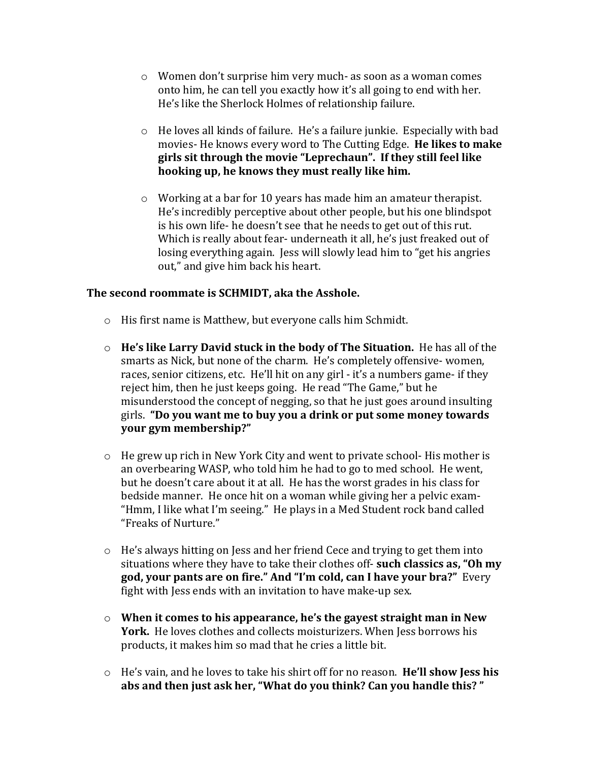- Women don't surprise him very much- as soon as a woman comes onto him, he can tell you exactly how it's all going to end with her. He's like the Sherlock Holmes of relationship failure.

- He loves all kinds of failure. He's a failure junkie. Especially with bad movies- He knows every word to The Cutting Edge. **He likes to make girls sit through the movie "Leprechaun". If they still feel like hooking up, he knows they must really like him.**

- Working at a bar for 10 years has made him an amateur therapist. He's incredibly perceptive about other people, but his one blindspot is his own life- he doesn't see that he needs to get out of this rut. Which is really about fear- underneath it all, he's just freaked out of losing everything again. Jess will slowly lead him to "get his angries out," and give him back his heart.

**The second roommate is SCHMIDT, aka the Asshole.**

- His first name is Matthew, but everyone calls him Schmidt.

- **He's like Larry David stuck in the body of The Situation.** He has all of the smarts as Nick, but none of the charm. He's completely offensive- women, races, senior citizens, etc. He'll hit on any girl - it's a numbers game- if they reject him, then he just keeps going. He read "The Game," but he misunderstood the concept of negging, so that he just goes around insulting girls. **"Do you want me to buy you a drink or put some money towards your gym membership?"**

- He grew up rich in New York City and went to private school- His mother is an overbearing WASP, who told him he had to go to med school. He went, but he doesn't care about it at all. He has the worst grades in his class for bedside manner. He once hit on a woman while giving her a pelvic exam- "Hmm, I like what I'm seeing." He plays in a Med Student rock band called "Freaks of Nurture."

- He's always hitting on Jess and her friend Cece and trying to get them into situations where they have to take their clothes off- **such classics as, "Oh my god, your pants are on fire." And "I'm cold, can I have your bra?"** Every fight with Jess ends with an invitation to have make-up sex.

- **When it comes to his appearance, he's the gayest straight man in New York.** He loves clothes and collects moisturizers. When Jess borrows his products, it makes him so mad that he cries a little bit.

- He's vain, and he loves to take his shirt off for no reason. **He'll show Jess his abs and then just ask her, "What do you think? Can you handle this? "**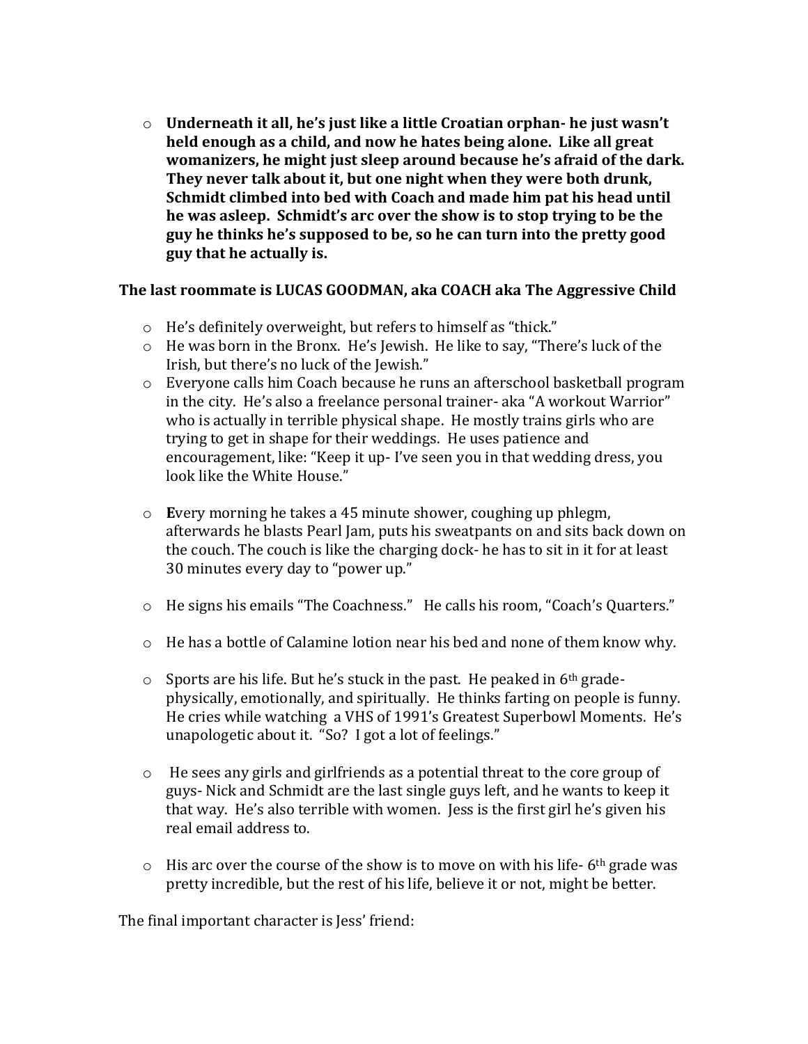- **Underneath it all, he's just like a little Croatian orphan- he just wasn't held enough as a child, and now he hates being alone. Like all great womanizers, he might just sleep around because he's afraid of the dark. They never talk about it, but one night when they were both drunk, Schmidt climbed into bed with Coach and made him pat his head until he was asleep. Schmidt's arc over the show is to stop trying to be the guy he thinks he's supposed to be, so he can turn into the pretty good guy that he actually is.**

**The last roommate is LUCAS GOODMAN, aka COACH aka The Aggressive Child**

- He's definitely overweight, but refers to himself as "thick."
- He was born in the Bronx. He's Jewish. He like to say, "There's luck of the Irish, but there's no luck of the Jewish."
- Everyone calls him Coach because he runs an afterschool basketball program in the city. He's also a freelance personal trainer- aka "A workout Warrior" who is actually in terrible physical shape. He mostly trains girls who are trying to get in shape for their weddings. He uses patience and encouragement, like: "Keep it up- I've seen you in that wedding dress, you look like the White House."

- **E**very morning he takes a 45 minute shower, coughing up phlegm, afterwards he blasts Pearl Jam, puts his sweatpants on and sits back down on the couch. The couch is like the charging dock- he has to sit in it for at least 30 minutes every day to "power up."

- He signs his emails "The Coachness." He calls his room, "Coach's Quarters."

- He has a bottle of Calamine lotion near his bed and none of them know why.

- Sports are his life. But he's stuck in the past. He peaked in 6th grade- physically, emotionally, and spiritually. He thinks farting on people is funny. He cries while watching a VHS of 1991's Greatest Superbowl Moments. He's unapologetic about it. "So? I got a lot of feelings."

- He sees any girls and girlfriends as a potential threat to the core group of guys- Nick and Schmidt are the last single guys left, and he wants to keep it that way. He's also terrible with women. Jess is the first girl he's given his real email address to.

- His arc over the course of the show is to move on with his life- 6th grade was pretty incredible, but the rest of his life, believe it or not, might be better.

The final important character is Jess' friend: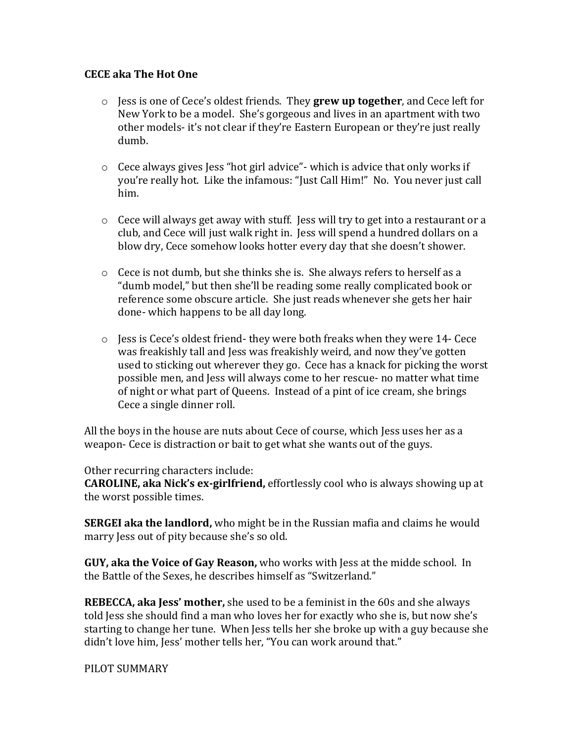**CECE aka The Hot One**

- Jess is one of Cece's oldest friends. They **grew up together**, and Cece left for New York to be a model. She's gorgeous and lives in an apartment with two other models- it's not clear if they're Eastern European or they're just really dumb.

- Cece always gives Jess "hot girl advice"- which is advice that only works if you're really hot. Like the infamous: "Just Call Him!" No. You never just call him.

- Cece will always get away with stuff. Jess will try to get into a restaurant or a club, and Cece will just walk right in. Jess will spend a hundred dollars on a blow dry, Cece somehow looks hotter every day that she doesn't shower.

- Cece is not dumb, but she thinks she is. She always refers to herself as a "dumb model," but then she'll be reading some really complicated book or reference some obscure article. She just reads whenever she gets her hair done- which happens to be all day long.

- Jess is Cece's oldest friend- they were both freaks when they were 14- Cece was freakishly tall and Jess was freakishly weird, and now they've gotten used to sticking out wherever they go. Cece has a knack for picking the worst possible men, and Jess will always come to her rescue- no matter what time of night or what part of Queens. Instead of a pint of ice cream, she brings Cece a single dinner roll.

All the boys in the house are nuts about Cece of course, which Jess uses her as a weapon- Cece is distraction or bait to get what she wants out of the guys.

Other recurring characters include:
**CAROLINE, aka Nick's ex-girlfriend,** effortlessly cool who is always showing up at the worst possible times.

**SERGEI aka the landlord,** who might be in the Russian mafia and claims he would marry Jess out of pity because she's so old.

**GUY, aka the Voice of Gay Reason,** who works with Jess at the midde school. In the Battle of the Sexes, he describes himself as "Switzerland."

**REBECCA, aka Jess' mother,** she used to be a feminist in the 60s and she always told Jess she should find a man who loves her for exactly who she is, but now she's starting to change her tune. When Jess tells her she broke up with a guy because she didn't love him, Jess' mother tells her, "You can work around that."

PILOT SUMMARY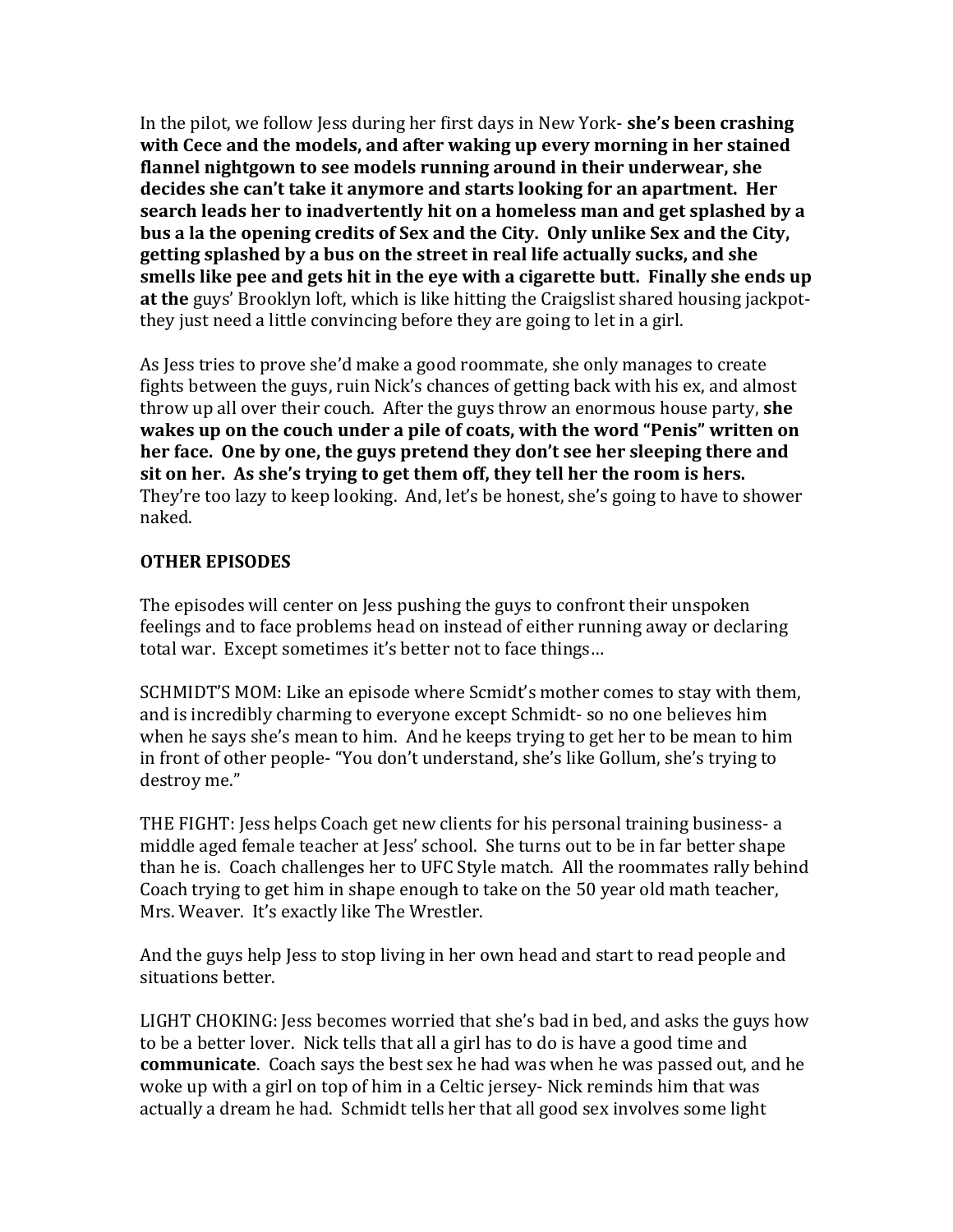In the pilot, we follow Jess during her first days in New York- **she's been crashing with Cece and the models, and after waking up every morning in her stained flannel nightgown to see models running around in their underwear, she decides she can't take it anymore and starts looking for an apartment. Her search leads her to inadvertently hit on a homeless man and get splashed by a bus a la the opening credits of Sex and the City. Only unlike Sex and the City, getting splashed by a bus on the street in real life actually sucks, and she smells like pee and gets hit in the eye with a cigarette butt. Finally she ends up at the** guys' Brooklyn loft, which is like hitting the Craigslist shared housing jackpot- they just need a little convincing before they are going to let in a girl.

As Jess tries to prove she'd make a good roommate, she only manages to create fights between the guys, ruin Nick's chances of getting back with his ex, and almost throw up all over their couch. After the guys throw an enormous house party, **she wakes up on the couch under a pile of coats, with the word "Penis" written on her face. One by one, the guys pretend they don't see her sleeping there and sit on her. As she's trying to get them off, they tell her the room is hers.** They're too lazy to keep looking. And, let's be honest, she's going to have to shower naked.

**OTHER EPISODES**

The episodes will center on Jess pushing the guys to confront their unspoken feelings and to face problems head on instead of either running away or declaring total war. Except sometimes it's better not to face things…

SCHMIDT'S MOM: Like an episode where Scmidt's mother comes to stay with them, and is incredibly charming to everyone except Schmidt- so no one believes him when he says she's mean to him. And he keeps trying to get her to be mean to him in front of other people- "You don't understand, she's like Gollum, she's trying to destroy me."

THE FIGHT: Jess helps Coach get new clients for his personal training business- a middle aged female teacher at Jess' school. She turns out to be in far better shape than he is. Coach challenges her to UFC Style match. All the roommates rally behind Coach trying to get him in shape enough to take on the 50 year old math teacher, Mrs. Weaver. It's exactly like The Wrestler.

And the guys help Jess to stop living in her own head and start to read people and situations better.

LIGHT CHOKING: Jess becomes worried that she's bad in bed, and asks the guys how to be a better lover. Nick tells that all a girl has to do is have a good time and **communicate**. Coach says the best sex he had was when he was passed out, and he woke up with a girl on top of him in a Celtic jersey- Nick reminds him that was actually a dream he had. Schmidt tells her that all good sex involves some light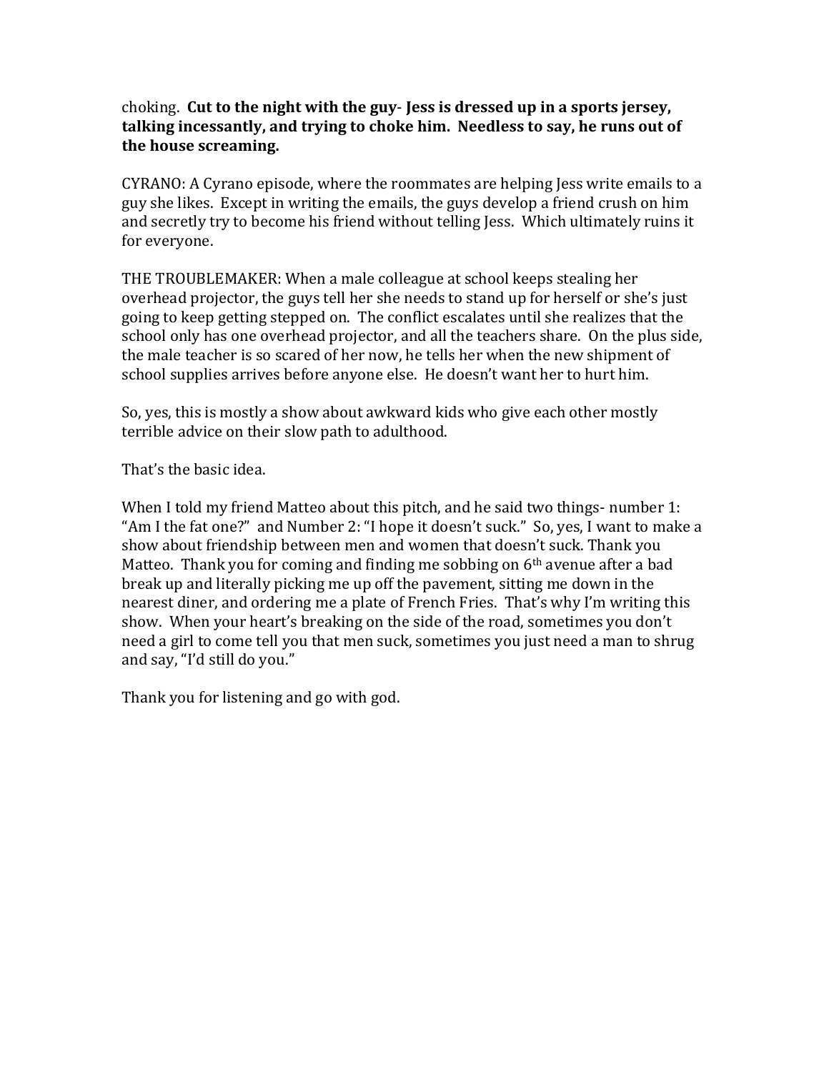choking. **Cut to the night with the guy- Jess is dressed up in a sports jersey, talking incessantly, and trying to choke him. Needless to say, he runs out of the house screaming.**

CYRANO: A Cyrano episode, where the roommates are helping Jess write emails to a guy she likes. Except in writing the emails, the guys develop a friend crush on him and secretly try to become his friend without telling Jess. Which ultimately ruins it for everyone.

THE TROUBLEMAKER: When a male colleague at school keeps stealing her overhead projector, the guys tell her she needs to stand up for herself or she's just going to keep getting stepped on. The conflict escalates until she realizes that the school only has one overhead projector, and all the teachers share. On the plus side, the male teacher is so scared of her now, he tells her when the new shipment of school supplies arrives before anyone else. He doesn't want her to hurt him.

So, yes, this is mostly a show about awkward kids who give each other mostly terrible advice on their slow path to adulthood.

That's the basic idea.

When I told my friend Matteo about this pitch, and he said two things- number 1: "Am I the fat one?" and Number 2: "I hope it doesn't suck." So, yes, I want to make a show about friendship between men and women that doesn't suck. Thank you Matteo. Thank you for coming and finding me sobbing on 6th avenue after a bad break up and literally picking me up off the pavement, sitting me down in the nearest diner, and ordering me a plate of French Fries. That's why I'm writing this show. When your heart's breaking on the side of the road, sometimes you don't need a girl to come tell you that men suck, sometimes you just need a man to shrug and say, "I'd still do you."

Thank you for listening and go with god.